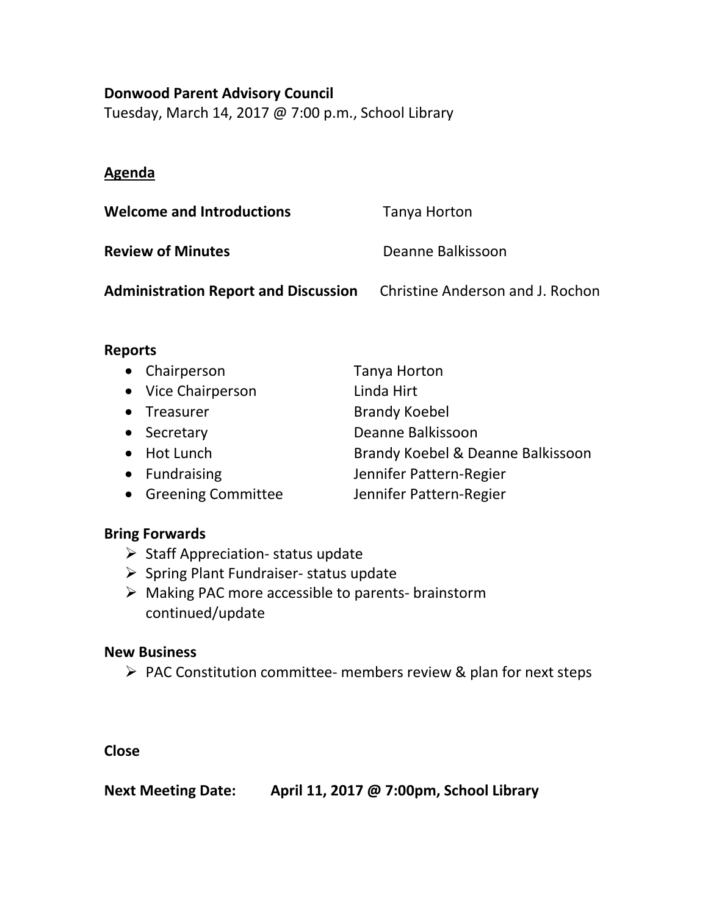**Donwood Parent Advisory Council**

Tuesday, March 14, 2017 @ 7:00 p.m., School Library

**Agenda**

| | |
|---|---|
| **Welcome and Introductions** | Tanya Horton |
| **Review of Minutes** | Deanne Balkissoon |
| **Administration Report and Discussion** | Christine Anderson and J. Rochon |

**Reports**

| | |
|---|---|
| Chairperson | Tanya Horton |
| Vice Chairperson | Linda Hirt |
| Treasurer | Brandy Koebel |
| Secretary | Deanne Balkissoon |
| Hot Lunch | Brandy Koebel & Deanne Balkissoon |
| Fundraising | Jennifer Pattern-Regier |
| Greening Committee | Jennifer Pattern-Regier |

**Bring Forwards**

- Staff Appreciation- status update
- Spring Plant Fundraiser- status update
- Making PAC more accessible to parents- brainstorm continued/update

**New Business**

- PAC Constitution committee- members review & plan for next steps

**Close**

**Next Meeting Date: April 11, 2017 @ 7:00pm, School Library**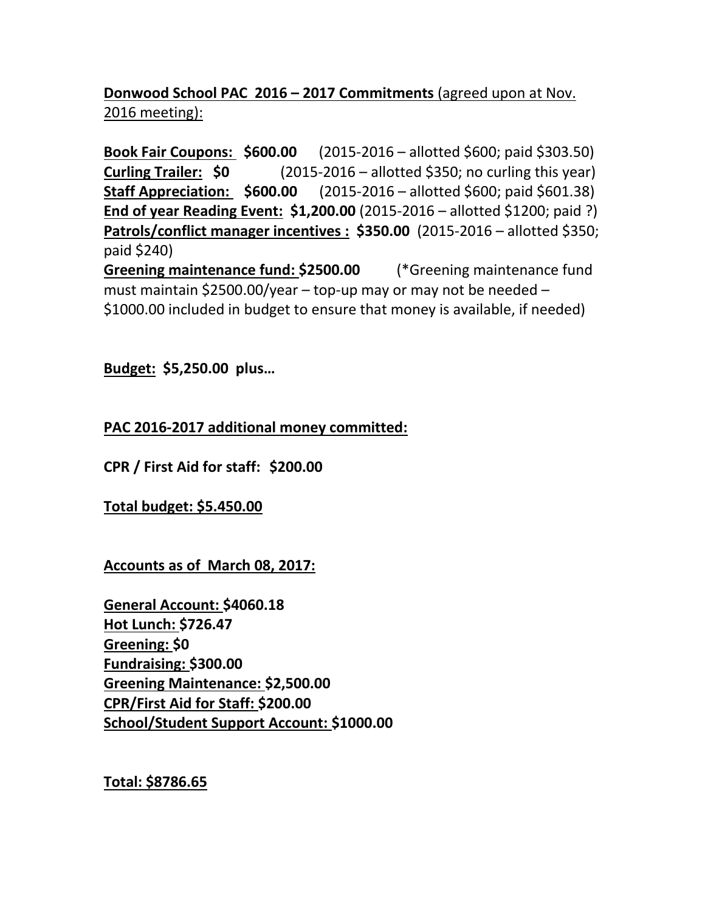**Donwood School PAC 2016 – 2017 Commitments** (agreed upon at Nov. 2016 meeting):

**Book Fair Coupons: $600.00** (2015-2016 – allotted $600; paid $303.50)
**Curling Trailer: $0** (2015-2016 – allotted $350; no curling this year)
**Staff Appreciation: $600.00** (2015-2016 – allotted $600; paid $601.38)
**End of year Reading Event: $1,200.00** (2015-2016 – allotted $1200; paid ?)
**Patrols/conflict manager incentives : $350.00** (2015-2016 – allotted $350; paid $240)
**Greening maintenance fund: $2500.00** (*Greening maintenance fund must maintain $2500.00/year – top-up may or may not be needed – $1000.00 included in budget to ensure that money is available, if needed)

**Budget: $5,250.00 plus…**

**PAC 2016-2017 additional money committed:**

**CPR / First Aid for staff: $200.00**

**Total budget: $5.450.00**

**Accounts as of March 08, 2017:**

**General Account: $4060.18**
**Hot Lunch: $726.47**
**Greening: $0**
**Fundraising: $300.00**
**Greening Maintenance: $2,500.00**
**CPR/First Aid for Staff: $200.00**
**School/Student Support Account: $1000.00**

**Total: $8786.65**